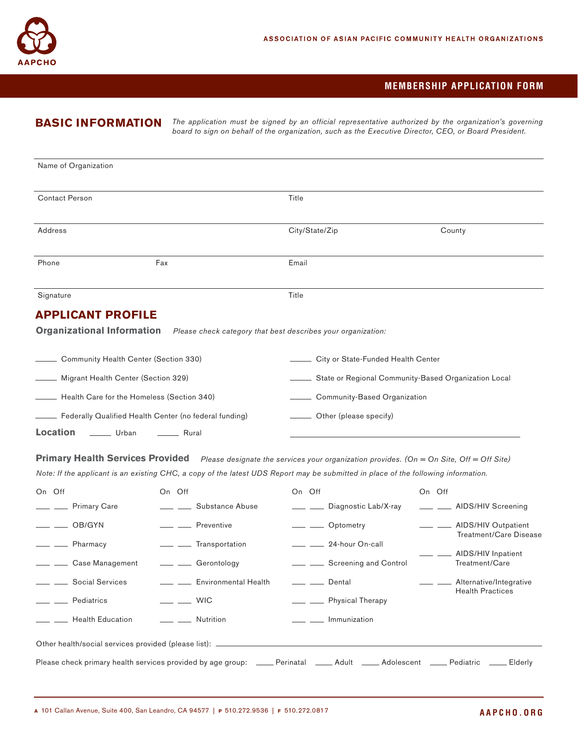AAPCHO

ASSOCIATION OF ASIAN PACIFIC COMMUNITY HEALTH ORGANIZATIONS

# MEMBERSHIP APPLICATION FORM

## BASIC INFORMATION

*The application must be signed by an official representative authorized by the organization's governing board to sign on behalf of the organization, such as the Executive Director, CEO, or Board President.*

Name of Organization

Contact Person | Title

Address | City/State/Zip | County

Phone | Fax | Email

Signature | Title

## APPLICANT PROFILE

### Organizational Information

*Please check category that best describes your organization:*

- _____ Community Health Center (Section 330)
- _____ Migrant Health Center (Section 329)
- _____ Health Care for the Homeless (Section 340)
- _____ Federally Qualified Health Center (no federal funding)
- _____ City or State-Funded Health Center
- _____ State or Regional Community-Based Organization Local
- _____ Community-Based Organization
- _____ Other (please specify) ______________________________

**Location** _____ Urban _____ Rural

### Primary Health Services Provided

*Please designate the services your organization provides. (On = On Site, Off = Off Site)*

*Note: If the applicant is an existing CHC, a copy of the latest UDS Report may be submitted in place of the following information.*

| On | Off | Service | On | Off | Service | On | Off | Service | On | Off | Service |
|---|---|---|---|---|---|---|---|---|---|---|---|
| ___ | ___ | Primary Care | ___ | ___ | Substance Abuse | ___ | ___ | Diagnostic Lab/X-ray | ___ | ___ | AIDS/HIV Screening |
| ___ | ___ | OB/GYN | ___ | ___ | Preventive | ___ | ___ | Optometry | ___ | ___ | AIDS/HIV Outpatient Treatment/Care Disease |
| ___ | ___ | Pharmacy | ___ | ___ | Transportation | ___ | ___ | 24-hour On-call | ___ | ___ | AIDS/HIV Inpatient Treatment/Care |
| ___ | ___ | Case Management | ___ | ___ | Gerontology | ___ | ___ | Screening and Control | ___ | ___ | Alternative/Integrative Health Practices |
| ___ | ___ | Social Services | ___ | ___ | Environmental Health | ___ | ___ | Dental | | | |
| ___ | ___ | Pediatrics | ___ | ___ | WIC | ___ | ___ | Physical Therapy | | | |
| ___ | ___ | Health Education | ___ | ___ | Nutrition | ___ | ___ | Immunization | | | |

Other health/social services provided (please list): ______________________________

Please check primary health services provided by age group: _____ Perinatal _____ Adult _____ Adolescent _____ Pediatric _____ Elderly

A 101 Callan Avenue, Suite 400, San Leandro, CA 94577 | P 510.272.9536 | F 510.272.0817

AAPCHO.ORG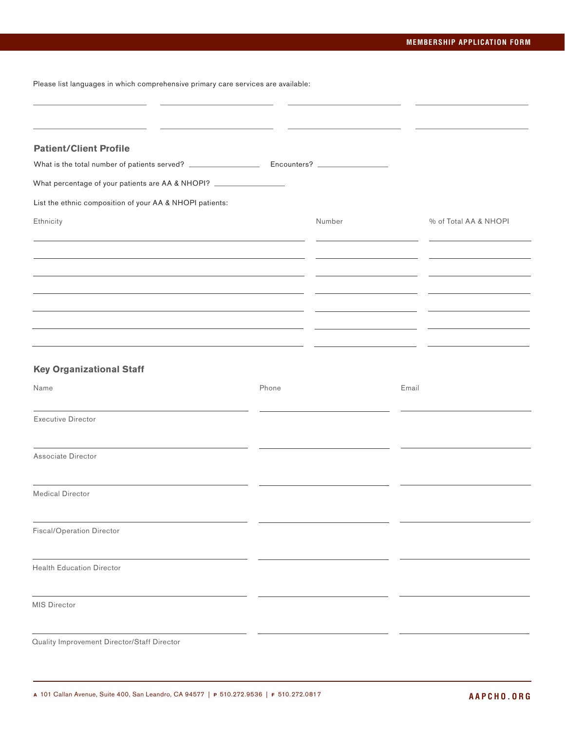Please list languages in which comprehensive primary care services are available:

| | | | |
|---|---|---|---|
| | | | |
| | | | |

## Patient/Client Profile

What is the total number of patients served? ________________ Encounters? ________________

What percentage of your patients are AA & NHOPI? ________________

List the ethnic composition of your AA & NHOPI patients:

| Ethnicity | Number | % of Total AA & NHOPI |
|---|---|---|
| | | |
| | | |
| | | |
| | | |
| | | |
| | | |
| | | |

## Key Organizational Staff

| Name | Phone | Email |
|---|---|---|
| Executive Director | | |
| Associate Director | | |
| Medical Director | | |
| Fiscal/Operation Director | | |
| Health Education Director | | |
| MIS Director | | |
| Quality Improvement Director/Staff Director | | |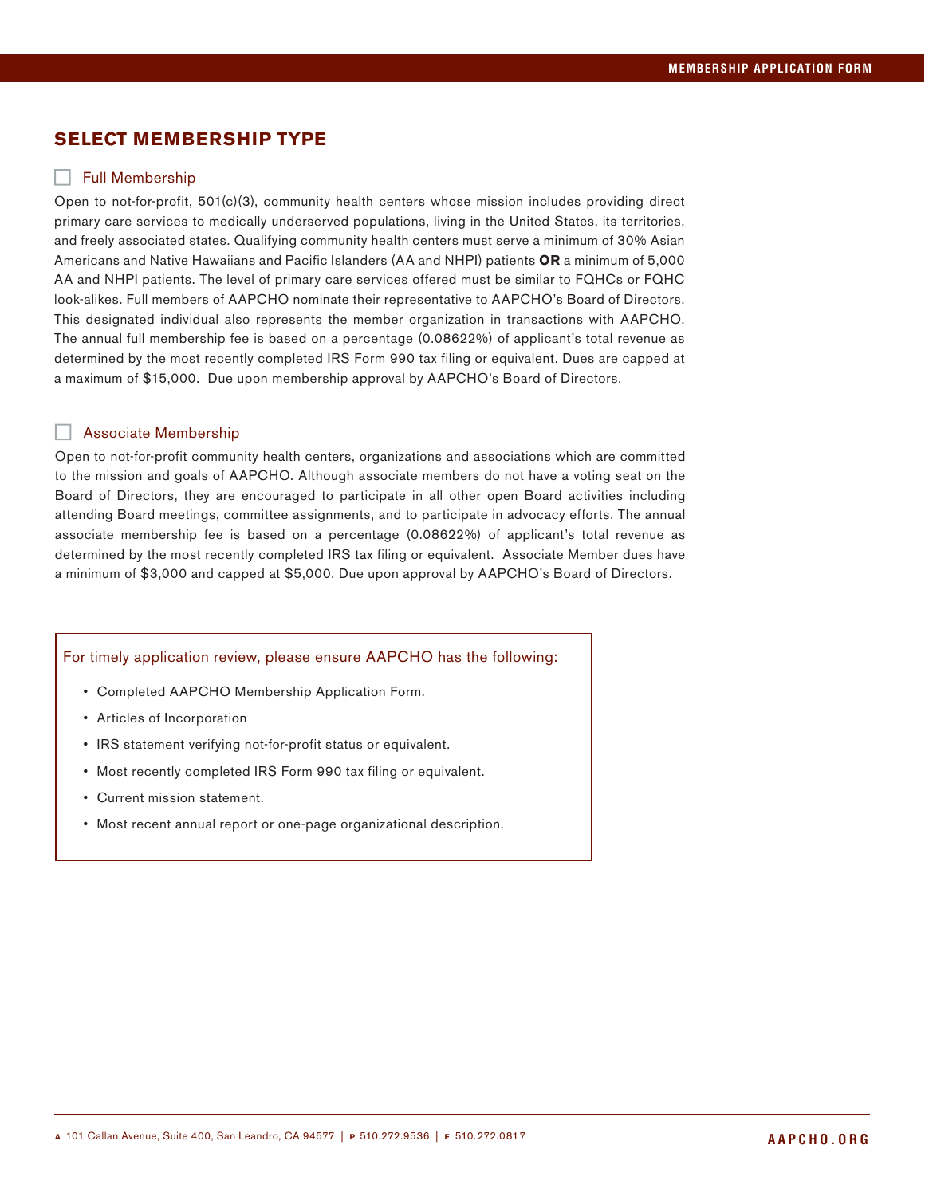## SELECT MEMBERSHIP TYPE

☐ Full Membership

Open to not-for-profit, 501(c)(3), community health centers whose mission includes providing direct primary care services to medically underserved populations, living in the United States, its territories, and freely associated states. Qualifying community health centers must serve a minimum of 30% Asian Americans and Native Hawaiians and Pacific Islanders (AA and NHPI) patients **OR** a minimum of 5,000 AA and NHPI patients. The level of primary care services offered must be similar to FQHCs or FQHC look-alikes. Full members of AAPCHO nominate their representative to AAPCHO's Board of Directors. This designated individual also represents the member organization in transactions with AAPCHO. The annual full membership fee is based on a percentage (0.08622%) of applicant's total revenue as determined by the most recently completed IRS Form 990 tax filing or equivalent. Dues are capped at a maximum of $15,000. Due upon membership approval by AAPCHO's Board of Directors.

☐ Associate Membership

Open to not-for-profit community health centers, organizations and associations which are committed to the mission and goals of AAPCHO. Although associate members do not have a voting seat on the Board of Directors, they are encouraged to participate in all other open Board activities including attending Board meetings, committee assignments, and to participate in advocacy efforts. The annual associate membership fee is based on a percentage (0.08622%) of applicant's total revenue as determined by the most recently completed IRS tax filing or equivalent. Associate Member dues have a minimum of $3,000 and capped at $5,000. Due upon approval by AAPCHO's Board of Directors.

For timely application review, please ensure AAPCHO has the following:

- Completed AAPCHO Membership Application Form.
- Articles of Incorporation
- IRS statement verifying not-for-profit status or equivalent.
- Most recently completed IRS Form 990 tax filing or equivalent.
- Current mission statement.
- Most recent annual report or one-page organizational description.